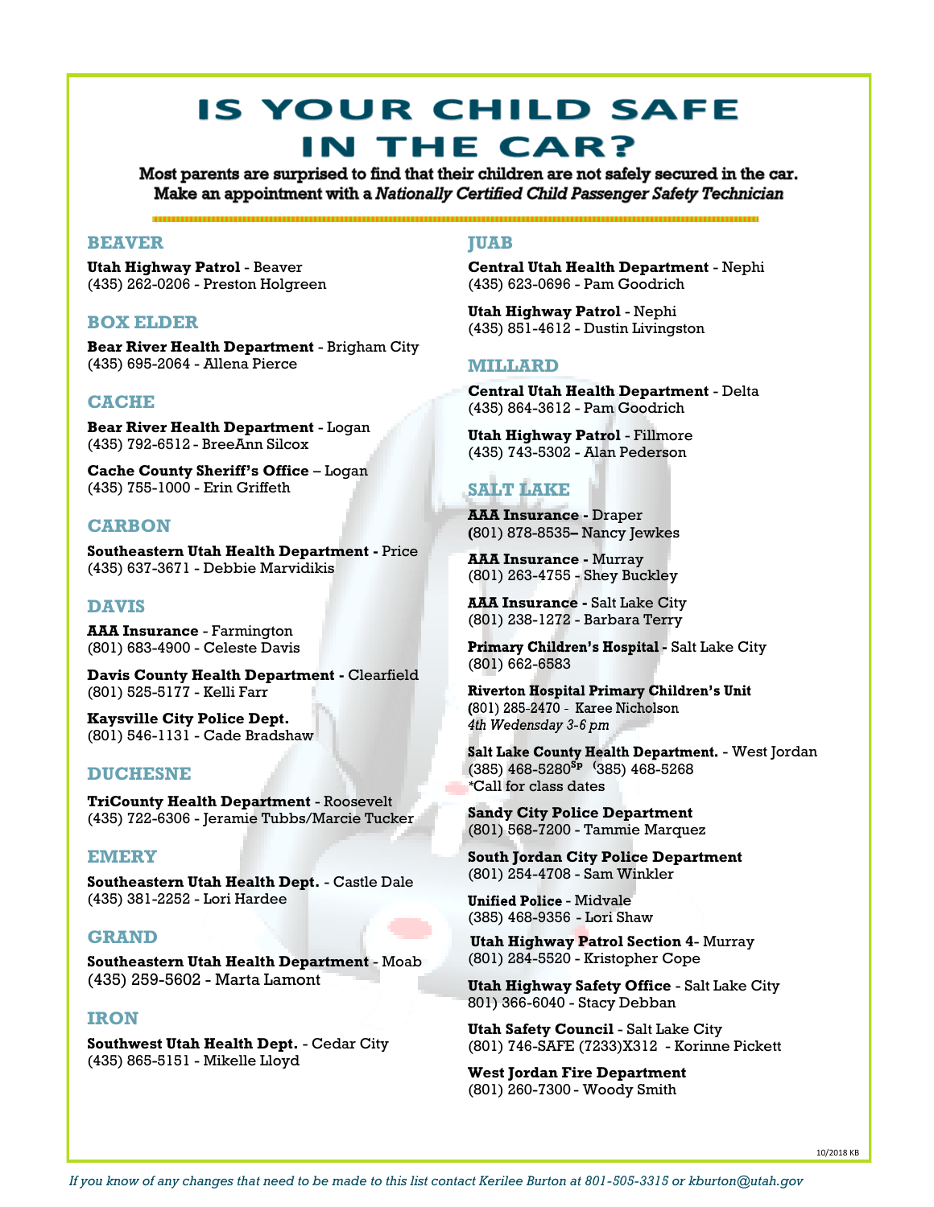# IS YOUR CHILD SAFE IN THE CAR?

**Most parents are surprised to find that their children are not safely secured in the car. Make an appointment with a *Nationally Certified Child Passenger Safety Technician***

## BEAVER

**Utah Highway Patrol** - Beaver
(435) 262-0206 - Preston Holgreen

## BOX ELDER

**Bear River Health Department** - Brigham City
(435) 695-2064 - Allena Pierce

## CACHE

**Bear River Health Department** - Logan
(435) 792-6512 - BreeAnn Silcox

**Cache County Sheriff's Office** – Logan
(435) 755-1000 - Erin Griffeth

## CARBON

**Southeastern Utah Health Department -** Price
(435) 637-3671 - Debbie Marvidikis

## DAVIS

**AAA Insurance** - Farmington
(801) 683-4900 - Celeste Davis

**Davis County Health Department -** Clearfield
(801) 525-5177 - Kelli Farr

**Kaysville City Police Dept.**
(801) 546-1131 - Cade Bradshaw

## DUCHESNE

**TriCounty Health Department** - Roosevelt
(435) 722-6306 - Jeramie Tubbs/Marcie Tucker

## EMERY

**Southeastern Utah Health Dept.** - Castle Dale
(435) 381-2252 - Lori Hardee

## GRAND

**Southeastern Utah Health Department** - Moab
(435) 259-5602 - Marta Lamont

## IRON

**Southwest Utah Health Dept.** - Cedar City
(435) 865-5151 - Mikelle Lloyd

## JUAB

**Central Utah Health Department** - Nephi
(435) 623-0696 - Pam Goodrich

**Utah Highway Patrol** - Nephi
(435) 851-4612 - Dustin Livingston

## MILLARD

**Central Utah Health Department** - Delta
(435) 864-3612 - Pam Goodrich

**Utah Highway Patrol** - Fillmore
(435) 743-5302 - Alan Pederson

## SALT LAKE

**AAA Insurance -** Draper
(801) 878-8535– Nancy Jewkes

**AAA Insurance** - Murray
(801) 263-4755 - Shey Buckley

**AAA Insurance -** Salt Lake City
(801) 238-1272 - Barbara Terry

**Primary Children's Hospital -** Salt Lake City
(801) 662-6583

**Riverton Hospital Primary Children's Unit**
(801) 285-2470 - Karee Nicholson
*4th Wedensday 3-6 pm*

**Salt Lake County Health Department.** - West Jordan
(385) 468-5280Sp (385) 468-5268
*Call for class dates

**Sandy City Police Department**
(801) 568-7200 - Tammie Marquez

**South Jordan City Police Department**
(801) 254-4708 - Sam Winkler

**Unified Police** - Midvale
(385) 468-9356 - Lori Shaw

**Utah Highway Patrol Section 4**- Murray
(801) 284-5520 - Kristopher Cope

**Utah Highway Safety Office** - Salt Lake City
801) 366-6040 - Stacy Debban

**Utah Safety Council** - Salt Lake City
(801) 746-SAFE (7233)X312 - Korinne Pickett

**West Jordan Fire Department**
(801) 260-7300 - Woody Smith

10/2018 KB

*If you know of any changes that need to be made to this list contact Kerilee Burton at 801-505-3315 or kburton@utah.gov*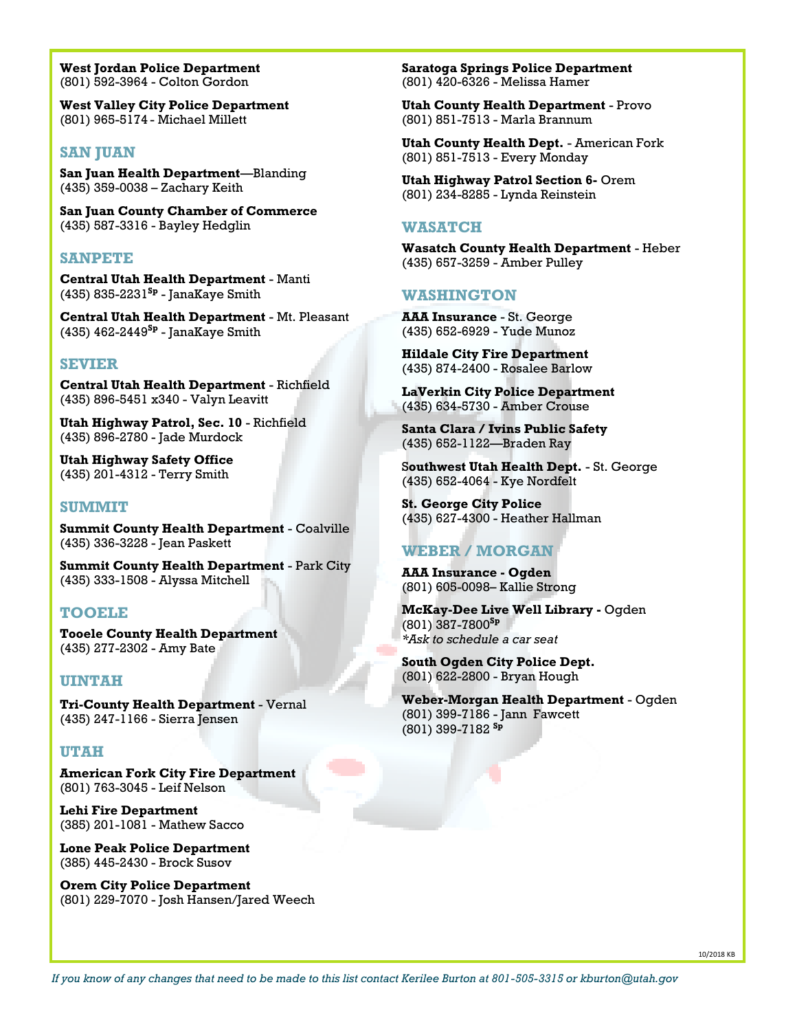**West Jordan Police Department**
(801) 592-3964 - Colton Gordon

**West Valley City Police Department**
(801) 965-5174 - Michael Millett

## SAN JUAN

**San Juan Health Department**—Blanding
(435) 359-0038 – Zachary Keith

**San Juan County Chamber of Commerce**
(435) 587-3316 - Bayley Hedglin

## SANPETE

**Central Utah Health Department** - Manti
(435) 835-2231[Sp] - JanaKaye Smith

**Central Utah Health Department** - Mt. Pleasant
(435) 462-2449[Sp] - JanaKaye Smith

## SEVIER

**Central Utah Health Department** - Richfield
(435) 896-5451 x340 - Valyn Leavitt

**Utah Highway Patrol, Sec. 10** - Richfield
(435) 896-2780 - Jade Murdock

**Utah Highway Safety Office**
(435) 201-4312 - Terry Smith

## SUMMIT

**Summit County Health Department** - Coalville
(435) 336-3228 - Jean Paskett

**Summit County Health Department** - Park City
(435) 333-1508 - Alyssa Mitchell

## TOOELE

**Tooele County Health Department**
(435) 277-2302 - Amy Bate

## UINTAH

**Tri-County Health Department** - Vernal
(435) 247-1166 - Sierra Jensen

## UTAH

**American Fork City Fire Department**
(801) 763-3045 - Leif Nelson

**Lehi Fire Department**
(385) 201-1081 - Mathew Sacco

**Lone Peak Police Department**
(385) 445-2430 - Brock Susov

**Orem City Police Department**
(801) 229-7070 - Josh Hansen/Jared Weech

**Saratoga Springs Police Department**
(801) 420-6326 - Melissa Hamer

**Utah County Health Department** - Provo
(801) 851-7513 - Marla Brannum

**Utah County Health Dept.** - American Fork
(801) 851-7513 - Every Monday

**Utah Highway Patrol Section 6-** Orem
(801) 234-8285 - Lynda Reinstein

## WASATCH

**Wasatch County Health Department** - Heber
(435) 657-3259 - Amber Pulley

## WASHINGTON

**AAA Insurance** - St. George
(435) 652-6929 - Yude Munoz

**Hildale City Fire Department**
(435) 874-2400 - Rosalee Barlow

**LaVerkin City Police Department**
(435) 634-5730 - Amber Crouse

**Santa Clara / Ivins Public Safety**
(435) 652-1122—Braden Ray

**Southwest Utah Health Dept.** - St. George
(435) 652-4064 - Kye Nordfelt

**St. George City Police**
(435) 627-4300 - Heather Hallman

## WEBER / MORGAN

**AAA Insurance - Ogden**
(801) 605-0098– Kallie Strong

**McKay-Dee Live Well Library -** Ogden
(801) 387-7800[Sp]
*\*Ask to schedule a car seat*

**South Ogden City Police Dept.**
(801) 622-2800 - Bryan Hough

**Weber-Morgan Health Department** - Ogden
(801) 399-7186 - Jann Fawcett
(801) 399-7182 [Sp]

10/2018 KB

*If you know of any changes that need to be made to this list contact Kerilee Burton at 801-505-3315 or kburton@utah.gov*